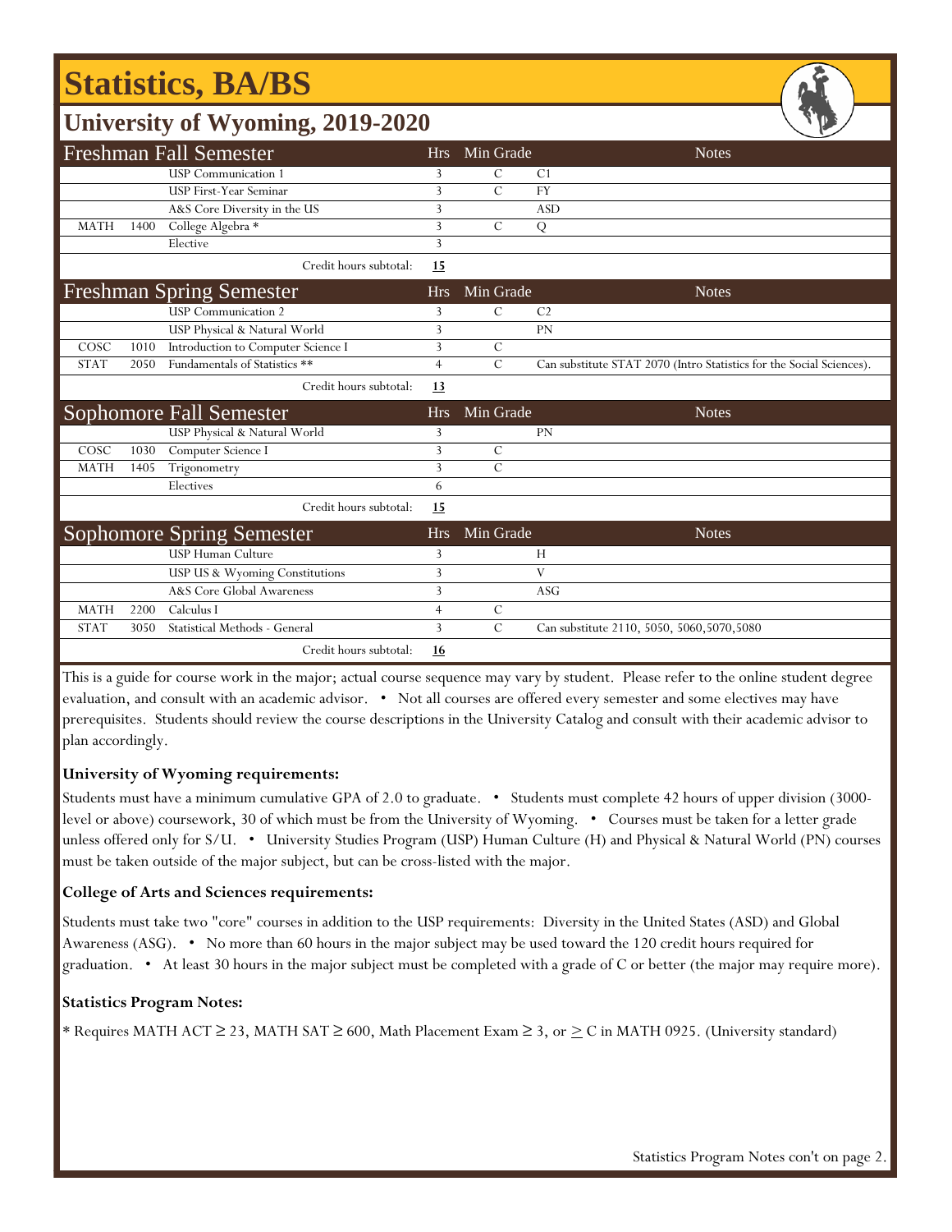# Statistics, BA/BS

## University of Wyoming, 2019-2020

| Freshman Fall Semester | | | Hrs | Min Grade | Notes |
|---|---|---|---|---|---|
| | | USP Communication 1 | 3 | C | C1 |
| | | USP First-Year Seminar | 3 | C | FY |
| | | A&S Core Diversity in the US | 3 | | ASD |
| MATH | 1400 | College Algebra * | 3 | C | Q |
| | | Elective | 3 | | |
| | | Credit hours subtotal: | **15** | | |

| Freshman Spring Semester | | | Hrs | Min Grade | Notes |
|---|---|---|---|---|---|
| | | USP Communication 2 | 3 | C | C2 |
| | | USP Physical & Natural World | 3 | | PN |
| COSC | 1010 | Introduction to Computer Science I | 3 | C | |
| STAT | 2050 | Fundamentals of Statistics ** | 4 | C | Can substitute STAT 2070 (Intro Statistics for the Social Sciences). |
| | | Credit hours subtotal: | **13** | | |

| Sophomore Fall Semester | | | Hrs | Min Grade | Notes |
|---|---|---|---|---|---|
| | | USP Physical & Natural World | 3 | | PN |
| COSC | 1030 | Computer Science I | 3 | C | |
| MATH | 1405 | Trigonometry | 3 | C | |
| | | Electives | 6 | | |
| | | Credit hours subtotal: | **15** | | |

| Sophomore Spring Semester | | | Hrs | Min Grade | Notes |
|---|---|---|---|---|---|
| | | USP Human Culture | 3 | | H |
| | | USP US & Wyoming Constitutions | 3 | | V |
| | | A&S Core Global Awareness | 3 | | ASG |
| MATH | 2200 | Calculus I | 4 | C | |
| STAT | 3050 | Statistical Methods - General | 3 | C | Can substitute 2110, 5050, 5060,5070,5080 |
| | | Credit hours subtotal: | **16** | | |

This is a guide for course work in the major; actual course sequence may vary by student. Please refer to the online student degree evaluation, and consult with an academic advisor. • Not all courses are offered every semester and some electives may have prerequisites. Students should review the course descriptions in the University Catalog and consult with their academic advisor to plan accordingly.

**University of Wyoming requirements:**

Students must have a minimum cumulative GPA of 2.0 to graduate. • Students must complete 42 hours of upper division (3000-level or above) coursework, 30 of which must be from the University of Wyoming. • Courses must be taken for a letter grade unless offered only for S/U. • University Studies Program (USP) Human Culture (H) and Physical & Natural World (PN) courses must be taken outside of the major subject, but can be cross-listed with the major.

**College of Arts and Sciences requirements:**

Students must take two "core" courses in addition to the USP requirements: Diversity in the United States (ASD) and Global Awareness (ASG). • No more than 60 hours in the major subject may be used toward the 120 credit hours required for graduation. • At least 30 hours in the major subject must be completed with a grade of C or better (the major may require more).

**Statistics Program Notes:**

* Requires MATH ACT ≥ 23, MATH SAT ≥ 600, Math Placement Exam ≥ 3, or ≥ C in MATH 0925. (University standard)

Statistics Program Notes con't on page 2.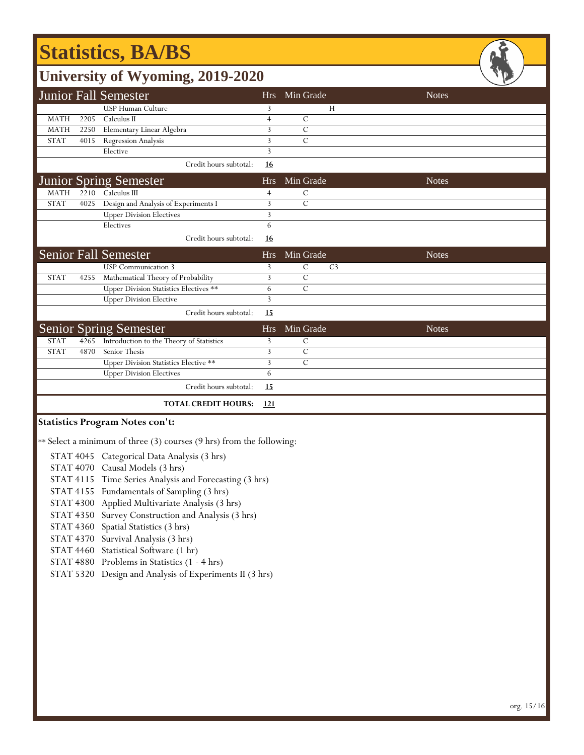# Statistics, BA/BS

## University of Wyoming, 2019-2020

### Junior Fall Semester

| | | | Hrs | Min Grade | | Notes |
|---|---|---|---|---|---|---|
| | | USP Human Culture | 3 | | H | |
| MATH | 2205 | Calculus II | 4 | C | | |
| MATH | 2250 | Elementary Linear Algebra | 3 | C | | |
| STAT | 4015 | Regression Analysis | 3 | C | | |
| | | Elective | 3 | | | |
| | | Credit hours subtotal: | **16** | | | |

### Junior Spring Semester

| | | | Hrs | Min Grade | | Notes |
|---|---|---|---|---|---|---|
| MATH | 2210 | Calculus III | 4 | C | | |
| STAT | 4025 | Design and Analysis of Experiments I | 3 | C | | |
| | | Upper Division Electives | 3 | | | |
| | | Electives | 6 | | | |
| | | Credit hours subtotal: | **16** | | | |

### Senior Fall Semester

| | | | Hrs | Min Grade | | Notes |
|---|---|---|---|---|---|---|
| | | USP Communication 3 | 3 | C | C3 | |
| STAT | 4255 | Mathematical Theory of Probability | 3 | C | | |
| | | Upper Division Statistics Electives ** | 6 | C | | |
| | | Upper Division Elective | 3 | | | |
| | | Credit hours subtotal: | **15** | | | |

### Senior Spring Semester

| | | | Hrs | Min Grade | | Notes |
|---|---|---|---|---|---|---|
| STAT | 4265 | Introduction to the Theory of Statistics | 3 | C | | |
| STAT | 4870 | Senior Thesis | 3 | C | | |
| | | Upper Division Statistics Elective ** | 3 | C | | |
| | | Upper Division Electives | 6 | | | |
| | | Credit hours subtotal: | **15** | | | |
| | | **TOTAL CREDIT HOURS:** | **121** | | | |

**Statistics Program Notes con't:**

** Select a minimum of three (3) courses (9 hrs) from the following:

- STAT 4045 Categorical Data Analysis (3 hrs)
- STAT 4070 Causal Models (3 hrs)
- STAT 4115 Time Series Analysis and Forecasting (3 hrs)
- STAT 4155 Fundamentals of Sampling (3 hrs)
- STAT 4300 Applied Multivariate Analysis (3 hrs)
- STAT 4350 Survey Construction and Analysis (3 hrs)
- STAT 4360 Spatial Statistics (3 hrs)
- STAT 4370 Survival Analysis (3 hrs)
- STAT 4460 Statistical Software (1 hr)
- STAT 4880 Problems in Statistics (1 - 4 hrs)
- STAT 5320 Design and Analysis of Experiments II (3 hrs)

org. 15/16